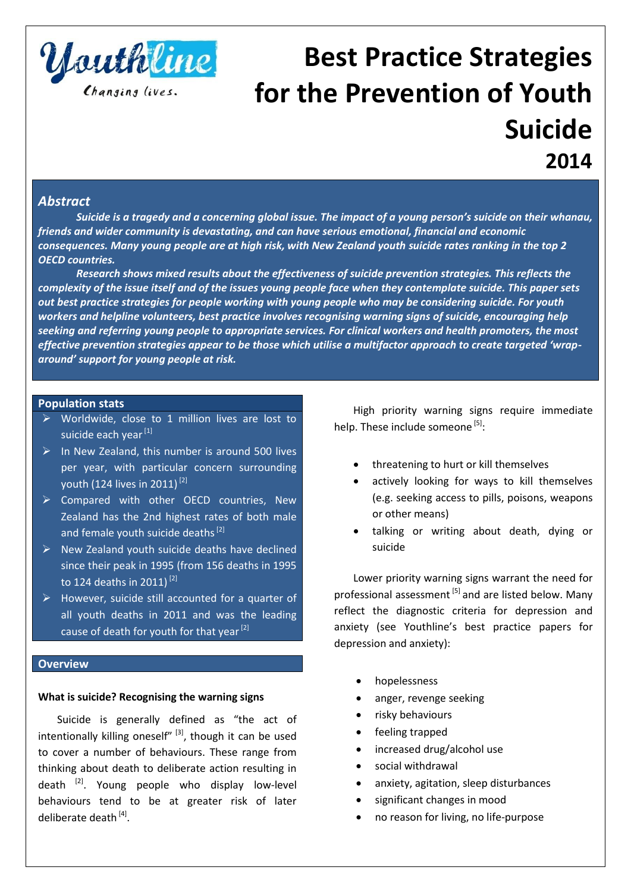Youthline
*Changing lives.*

# Best Practice Strategies for the Prevention of Youth Suicide 2014

## Abstract

***Suicide is a tragedy and a concerning global issue. The impact of a young person's suicide on their whanau, friends and wider community is devastating, and can have serious emotional, financial and economic consequences. Many young people are at high risk, with New Zealand youth suicide rates ranking in the top 2 OECD countries.***

***Research shows mixed results about the effectiveness of suicide prevention strategies. This reflects the complexity of the issue itself and of the issues young people face when they contemplate suicide. This paper sets out best practice strategies for people working with young people who may be considering suicide. For youth workers and helpline volunteers, best practice involves recognising warning signs of suicide, encouraging help seeking and referring young people to appropriate services. For clinical workers and health promoters, the most effective prevention strategies appear to be those which utilise a multifactor approach to create targeted 'wrap-around' support for young people at risk.***

## Population stats

- Worldwide, close to 1 million lives are lost to suicide each year [1]
- In New Zealand, this number is around 500 lives per year, with particular concern surrounding youth (124 lives in 2011) [2]
- Compared with other OECD countries, New Zealand has the 2nd highest rates of both male and female youth suicide deaths [2]
- New Zealand youth suicide deaths have declined since their peak in 1995 (from 156 deaths in 1995 to 124 deaths in 2011) [2]
- However, suicide still accounted for a quarter of all youth deaths in 2011 and was the leading cause of death for youth for that year [2]

## Overview

### What is suicide? Recognising the warning signs

Suicide is generally defined as "the act of intentionally killing oneself" [3], though it can be used to cover a number of behaviours. These range from thinking about death to deliberate action resulting in death [2]. Young people who display low-level behaviours tend to be at greater risk of later deliberate death [4].

High priority warning signs require immediate help. These include someone [5]:

- threatening to hurt or kill themselves
- actively looking for ways to kill themselves (e.g. seeking access to pills, poisons, weapons or other means)
- talking or writing about death, dying or suicide

Lower priority warning signs warrant the need for professional assessment [5] and are listed below. Many reflect the diagnostic criteria for depression and anxiety (see Youthline's best practice papers for depression and anxiety):

- hopelessness
- anger, revenge seeking
- risky behaviours
- feeling trapped
- increased drug/alcohol use
- social withdrawal
- anxiety, agitation, sleep disturbances
- significant changes in mood
- no reason for living, no life-purpose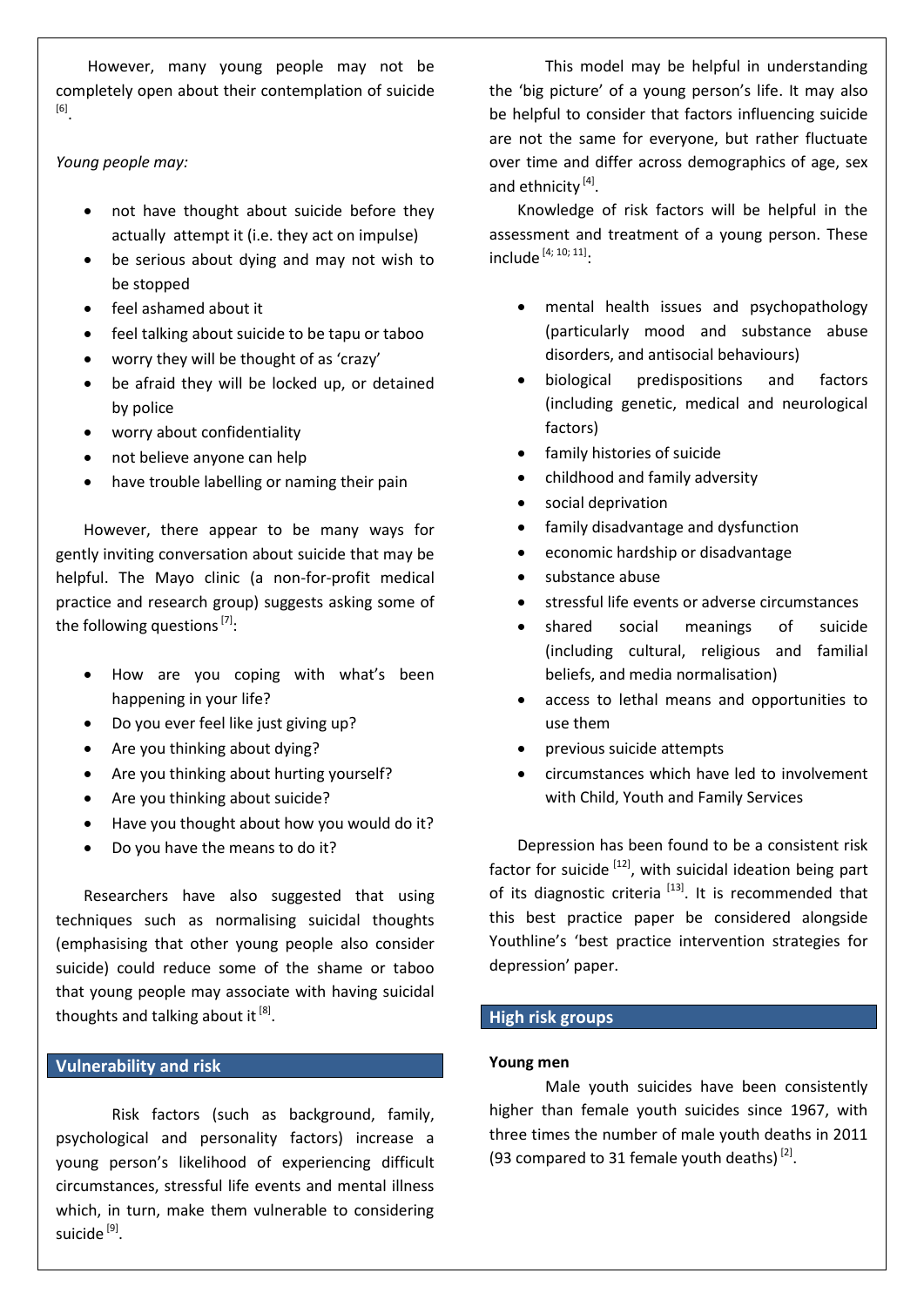However, many young people may not be completely open about their contemplation of suicide [6].

*Young people may:*

- not have thought about suicide before they actually attempt it (i.e. they act on impulse)
- be serious about dying and may not wish to be stopped
- feel ashamed about it
- feel talking about suicide to be tapu or taboo
- worry they will be thought of as 'crazy'
- be afraid they will be locked up, or detained by police
- worry about confidentiality
- not believe anyone can help
- have trouble labelling or naming their pain

However, there appear to be many ways for gently inviting conversation about suicide that may be helpful. The Mayo clinic (a non-for-profit medical practice and research group) suggests asking some of the following questions [7]:

- How are you coping with what's been happening in your life?
- Do you ever feel like just giving up?
- Are you thinking about dying?
- Are you thinking about hurting yourself?
- Are you thinking about suicide?
- Have you thought about how you would do it?
- Do you have the means to do it?

Researchers have also suggested that using techniques such as normalising suicidal thoughts (emphasising that other young people also consider suicide) could reduce some of the shame or taboo that young people may associate with having suicidal thoughts and talking about it [8].

## Vulnerability and risk

Risk factors (such as background, family, psychological and personality factors) increase a young person's likelihood of experiencing difficult circumstances, stressful life events and mental illness which, in turn, make them vulnerable to considering suicide [9].

This model may be helpful in understanding the 'big picture' of a young person's life. It may also be helpful to consider that factors influencing suicide are not the same for everyone, but rather fluctuate over time and differ across demographics of age, sex and ethnicity [4].

Knowledge of risk factors will be helpful in the assessment and treatment of a young person. These include [4; 10; 11]:

- mental health issues and psychopathology (particularly mood and substance abuse disorders, and antisocial behaviours)
- biological predispositions and factors (including genetic, medical and neurological factors)
- family histories of suicide
- childhood and family adversity
- social deprivation
- family disadvantage and dysfunction
- economic hardship or disadvantage
- substance abuse
- stressful life events or adverse circumstances
- shared social meanings of suicide (including cultural, religious and familial beliefs, and media normalisation)
- access to lethal means and opportunities to use them
- previous suicide attempts
- circumstances which have led to involvement with Child, Youth and Family Services

Depression has been found to be a consistent risk factor for suicide [12], with suicidal ideation being part of its diagnostic criteria [13]. It is recommended that this best practice paper be considered alongside Youthline's 'best practice intervention strategies for depression' paper.

## High risk groups

**Young men**

Male youth suicides have been consistently higher than female youth suicides since 1967, with three times the number of male youth deaths in 2011 (93 compared to 31 female youth deaths) [2].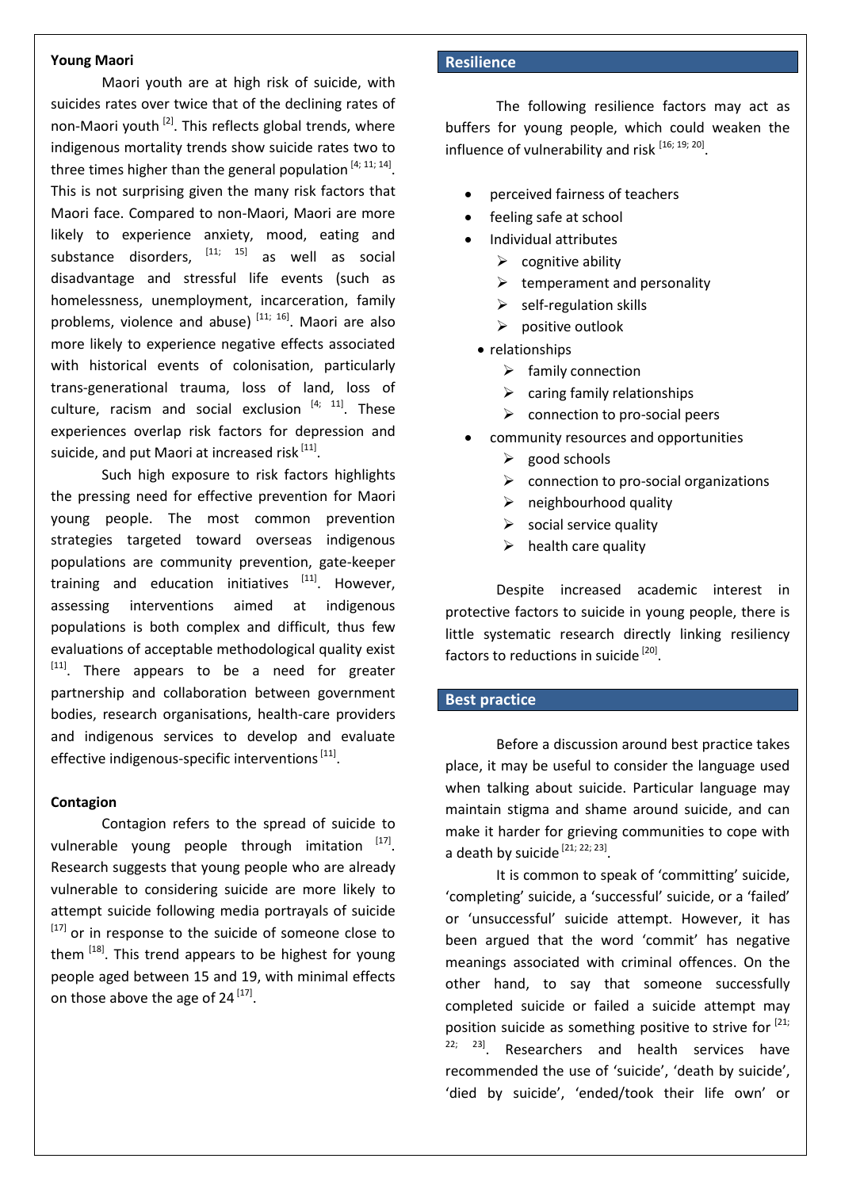**Young Maori**

Maori youth are at high risk of suicide, with suicides rates over twice that of the declining rates of non-Maori youth [2]. This reflects global trends, where indigenous mortality trends show suicide rates two to three times higher than the general population [4; 11; 14]. This is not surprising given the many risk factors that Maori face. Compared to non-Maori, Maori are more likely to experience anxiety, mood, eating and substance disorders, [11; 15] as well as social disadvantage and stressful life events (such as homelessness, unemployment, incarceration, family problems, violence and abuse) [11; 16]. Maori are also more likely to experience negative effects associated with historical events of colonisation, particularly trans-generational trauma, loss of land, loss of culture, racism and social exclusion [4; 11]. These experiences overlap risk factors for depression and suicide, and put Maori at increased risk [11].

Such high exposure to risk factors highlights the pressing need for effective prevention for Maori young people. The most common prevention strategies targeted toward overseas indigenous populations are community prevention, gate-keeper training and education initiatives [11]. However, assessing interventions aimed at indigenous populations is both complex and difficult, thus few evaluations of acceptable methodological quality exist [11]. There appears to be a need for greater partnership and collaboration between government bodies, research organisations, health-care providers and indigenous services to develop and evaluate effective indigenous-specific interventions [11].

**Contagion**

Contagion refers to the spread of suicide to vulnerable young people through imitation [17]. Research suggests that young people who are already vulnerable to considering suicide are more likely to attempt suicide following media portrayals of suicide [17] or in response to the suicide of someone close to them [18]. This trend appears to be highest for young people aged between 15 and 19, with minimal effects on those above the age of 24 [17].

## Resilience

The following resilience factors may act as buffers for young people, which could weaken the influence of vulnerability and risk [16; 19; 20].

- perceived fairness of teachers
- feeling safe at school
- Individual attributes
  - cognitive ability
  - temperament and personality
  - self-regulation skills
  - positive outlook
- relationships
  - family connection
  - caring family relationships
  - connection to pro-social peers
- community resources and opportunities
  - good schools
  - connection to pro-social organizations
  - neighbourhood quality
  - social service quality
  - health care quality

Despite increased academic interest in protective factors to suicide in young people, there is little systematic research directly linking resiliency factors to reductions in suicide [20].

## Best practice

Before a discussion around best practice takes place, it may be useful to consider the language used when talking about suicide. Particular language may maintain stigma and shame around suicide, and can make it harder for grieving communities to cope with a death by suicide [21; 22; 23].

It is common to speak of 'committing' suicide, 'completing' suicide, a 'successful' suicide, or a 'failed' or 'unsuccessful' suicide attempt. However, it has been argued that the word 'commit' has negative meanings associated with criminal offences. On the other hand, to say that someone successfully completed suicide or failed a suicide attempt may position suicide as something positive to strive for [21; 22; 23]. Researchers and health services have recommended the use of 'suicide', 'death by suicide', 'died by suicide', 'ended/took their life own' or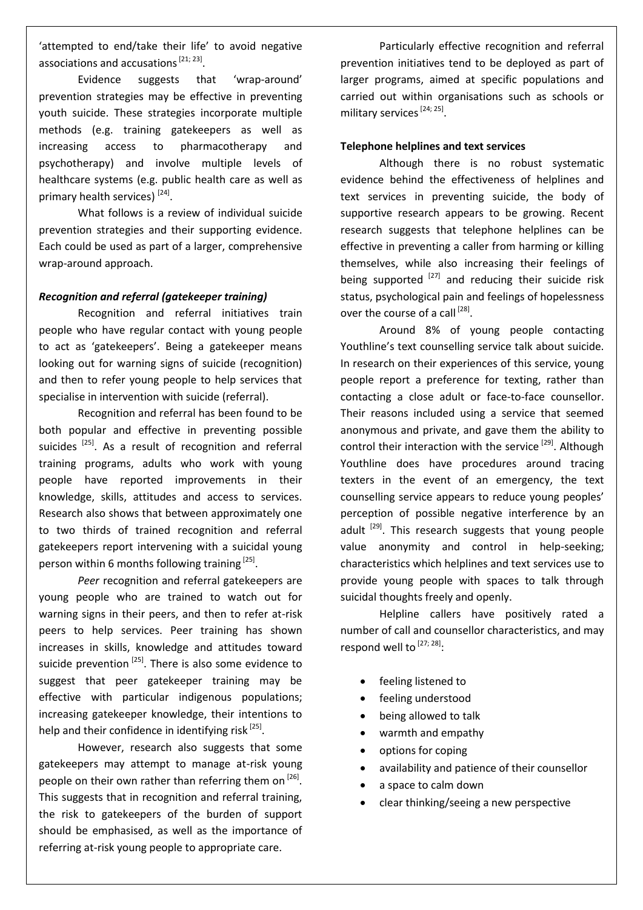'attempted to end/take their life' to avoid negative associations and accusations [21; 23].

Evidence suggests that 'wrap-around' prevention strategies may be effective in preventing youth suicide. These strategies incorporate multiple methods (e.g. training gatekeepers as well as increasing access to pharmacotherapy and psychotherapy) and involve multiple levels of healthcare systems (e.g. public health care as well as primary health services) [24].

What follows is a review of individual suicide prevention strategies and their supporting evidence. Each could be used as part of a larger, comprehensive wrap-around approach.

### *Recognition and referral (gatekeeper training)*

Recognition and referral initiatives train people who have regular contact with young people to act as 'gatekeepers'. Being a gatekeeper means looking out for warning signs of suicide (recognition) and then to refer young people to help services that specialise in intervention with suicide (referral).

Recognition and referral has been found to be both popular and effective in preventing possible suicides [25]. As a result of recognition and referral training programs, adults who work with young people have reported improvements in their knowledge, skills, attitudes and access to services. Research also shows that between approximately one to two thirds of trained recognition and referral gatekeepers report intervening with a suicidal young person within 6 months following training [25].

*Peer* recognition and referral gatekeepers are young people who are trained to watch out for warning signs in their peers, and then to refer at-risk peers to help services. Peer training has shown increases in skills, knowledge and attitudes toward suicide prevention [25]. There is also some evidence to suggest that peer gatekeeper training may be effective with particular indigenous populations; increasing gatekeeper knowledge, their intentions to help and their confidence in identifying risk [25].

However, research also suggests that some gatekeepers may attempt to manage at-risk young people on their own rather than referring them on [26]. This suggests that in recognition and referral training, the risk to gatekeepers of the burden of support should be emphasised, as well as the importance of referring at-risk young people to appropriate care.

Particularly effective recognition and referral prevention initiatives tend to be deployed as part of larger programs, aimed at specific populations and carried out within organisations such as schools or military services [24; 25].

### **Telephone helplines and text services**

Although there is no robust systematic evidence behind the effectiveness of helplines and text services in preventing suicide, the body of supportive research appears to be growing. Recent research suggests that telephone helplines can be effective in preventing a caller from harming or killing themselves, while also increasing their feelings of being supported [27] and reducing their suicide risk status, psychological pain and feelings of hopelessness over the course of a call [28].

Around 8% of young people contacting Youthline's text counselling service talk about suicide. In research on their experiences of this service, young people report a preference for texting, rather than contacting a close adult or face-to-face counsellor. Their reasons included using a service that seemed anonymous and private, and gave them the ability to control their interaction with the service [29]. Although Youthline does have procedures around tracing texters in the event of an emergency, the text counselling service appears to reduce young peoples' perception of possible negative interference by an adult [29]. This research suggests that young people value anonymity and control in help-seeking; characteristics which helplines and text services use to provide young people with spaces to talk through suicidal thoughts freely and openly.

Helpline callers have positively rated a number of call and counsellor characteristics, and may respond well to [27; 28]:

- feeling listened to
- feeling understood
- being allowed to talk
- warmth and empathy
- options for coping
- availability and patience of their counsellor
- a space to calm down
- clear thinking/seeing a new perspective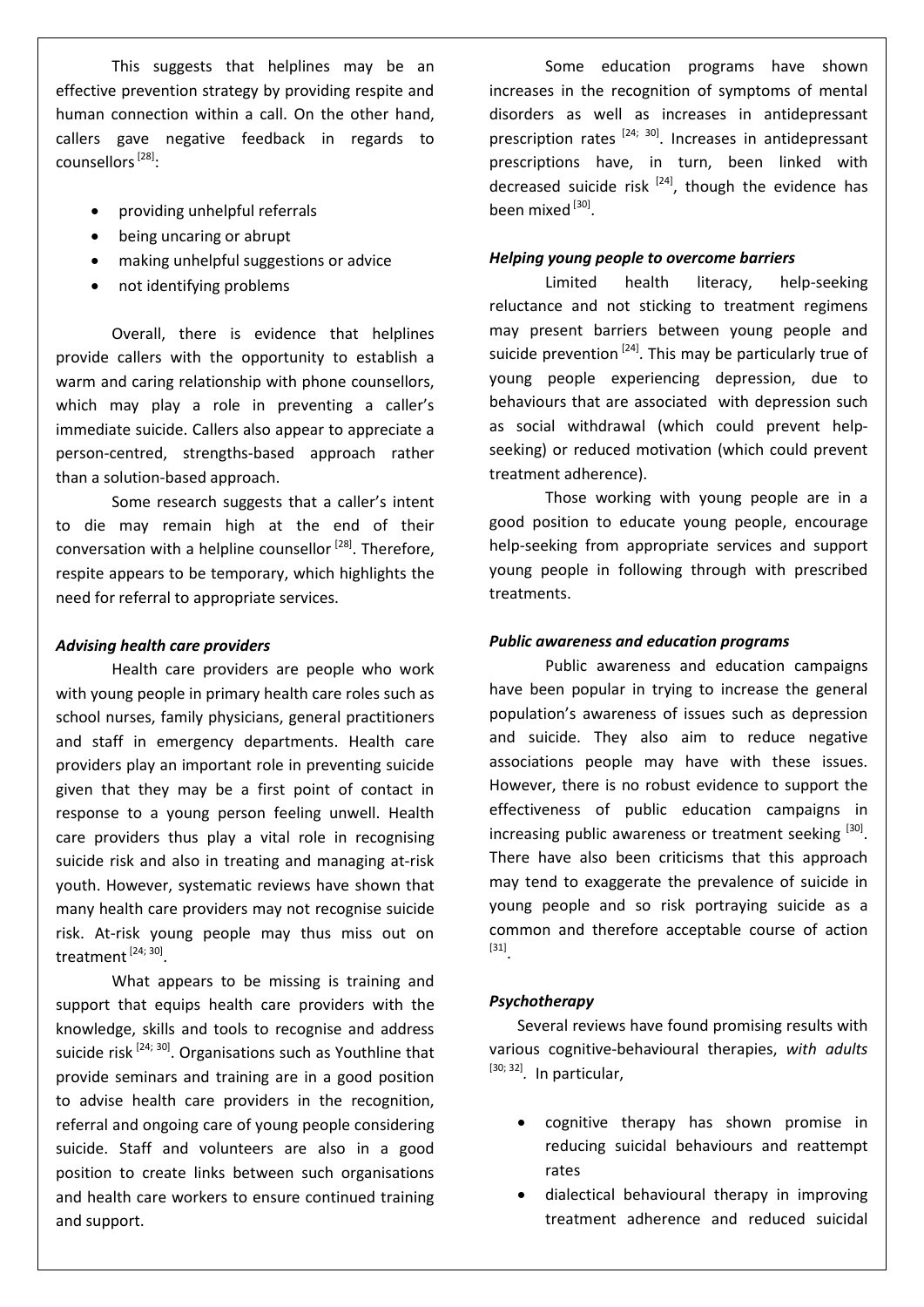This suggests that helplines may be an effective prevention strategy by providing respite and human connection within a call. On the other hand, callers gave negative feedback in regards to counsellors [28]:

- providing unhelpful referrals
- being uncaring or abrupt
- making unhelpful suggestions or advice
- not identifying problems

Overall, there is evidence that helplines provide callers with the opportunity to establish a warm and caring relationship with phone counsellors, which may play a role in preventing a caller's immediate suicide. Callers also appear to appreciate a person-centred, strengths-based approach rather than a solution-based approach.

Some research suggests that a caller's intent to die may remain high at the end of their conversation with a helpline counsellor [28]. Therefore, respite appears to be temporary, which highlights the need for referral to appropriate services.

***Advising health care providers***

Health care providers are people who work with young people in primary health care roles such as school nurses, family physicians, general practitioners and staff in emergency departments. Health care providers play an important role in preventing suicide given that they may be a first point of contact in response to a young person feeling unwell. Health care providers thus play a vital role in recognising suicide risk and also in treating and managing at-risk youth. However, systematic reviews have shown that many health care providers may not recognise suicide risk. At-risk young people may thus miss out on treatment [24; 30].

What appears to be missing is training and support that equips health care providers with the knowledge, skills and tools to recognise and address suicide risk [24; 30]. Organisations such as Youthline that provide seminars and training are in a good position to advise health care providers in the recognition, referral and ongoing care of young people considering suicide. Staff and volunteers are also in a good position to create links between such organisations and health care workers to ensure continued training and support.

Some education programs have shown increases in the recognition of symptoms of mental disorders as well as increases in antidepressant prescription rates [24; 30]. Increases in antidepressant prescriptions have, in turn, been linked with decreased suicide risk [24], though the evidence has been mixed [30].

***Helping young people to overcome barriers***

Limited health literacy, help-seeking reluctance and not sticking to treatment regimens may present barriers between young people and suicide prevention [24]. This may be particularly true of young people experiencing depression, due to behaviours that are associated with depression such as social withdrawal (which could prevent help-seeking) or reduced motivation (which could prevent treatment adherence).

Those working with young people are in a good position to educate young people, encourage help-seeking from appropriate services and support young people in following through with prescribed treatments.

***Public awareness and education programs***

Public awareness and education campaigns have been popular in trying to increase the general population's awareness of issues such as depression and suicide. They also aim to reduce negative associations people may have with these issues. However, there is no robust evidence to support the effectiveness of public education campaigns in increasing public awareness or treatment seeking [30]. There have also been criticisms that this approach may tend to exaggerate the prevalence of suicide in young people and so risk portraying suicide as a common and therefore acceptable course of action [31].

***Psychotherapy***

Several reviews have found promising results with various cognitive-behavioural therapies, *with adults* [30; 32]. In particular,

- cognitive therapy has shown promise in reducing suicidal behaviours and reattempt rates
- dialectical behavioural therapy in improving treatment adherence and reduced suicidal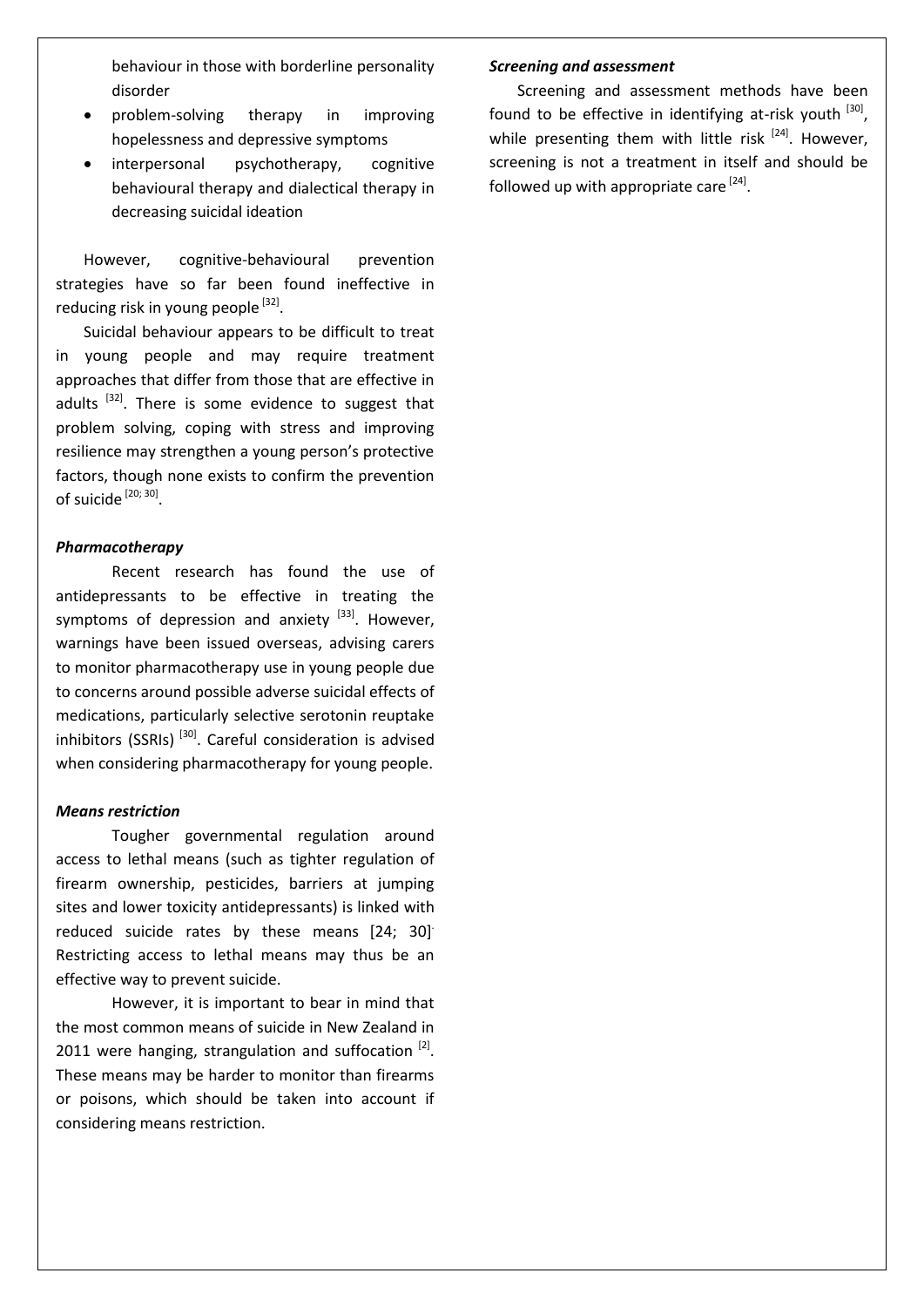behaviour in those with borderline personality disorder

- problem-solving therapy in improving hopelessness and depressive symptoms
- interpersonal psychotherapy, cognitive behavioural therapy and dialectical therapy in decreasing suicidal ideation

However, cognitive-behavioural prevention strategies have so far been found ineffective in reducing risk in young people [32].

Suicidal behaviour appears to be difficult to treat in young people and may require treatment approaches that differ from those that are effective in adults [32]. There is some evidence to suggest that problem solving, coping with stress and improving resilience may strengthen a young person's protective factors, though none exists to confirm the prevention of suicide [20; 30].

### *Pharmacotherapy*

Recent research has found the use of antidepressants to be effective in treating the symptoms of depression and anxiety [33]. However, warnings have been issued overseas, advising carers to monitor pharmacotherapy use in young people due to concerns around possible adverse suicidal effects of medications, particularly selective serotonin reuptake inhibitors (SSRIs) [30]. Careful consideration is advised when considering pharmacotherapy for young people.

### *Means restriction*

Tougher governmental regulation around access to lethal means (such as tighter regulation of firearm ownership, pesticides, barriers at jumping sites and lower toxicity antidepressants) is linked with reduced suicide rates by these means [24; 30]. Restricting access to lethal means may thus be an effective way to prevent suicide.

However, it is important to bear in mind that the most common means of suicide in New Zealand in 2011 were hanging, strangulation and suffocation [2]. These means may be harder to monitor than firearms or poisons, which should be taken into account if considering means restriction.

### *Screening and assessment*

Screening and assessment methods have been found to be effective in identifying at-risk youth [30], while presenting them with little risk [24]. However, screening is not a treatment in itself and should be followed up with appropriate care [24].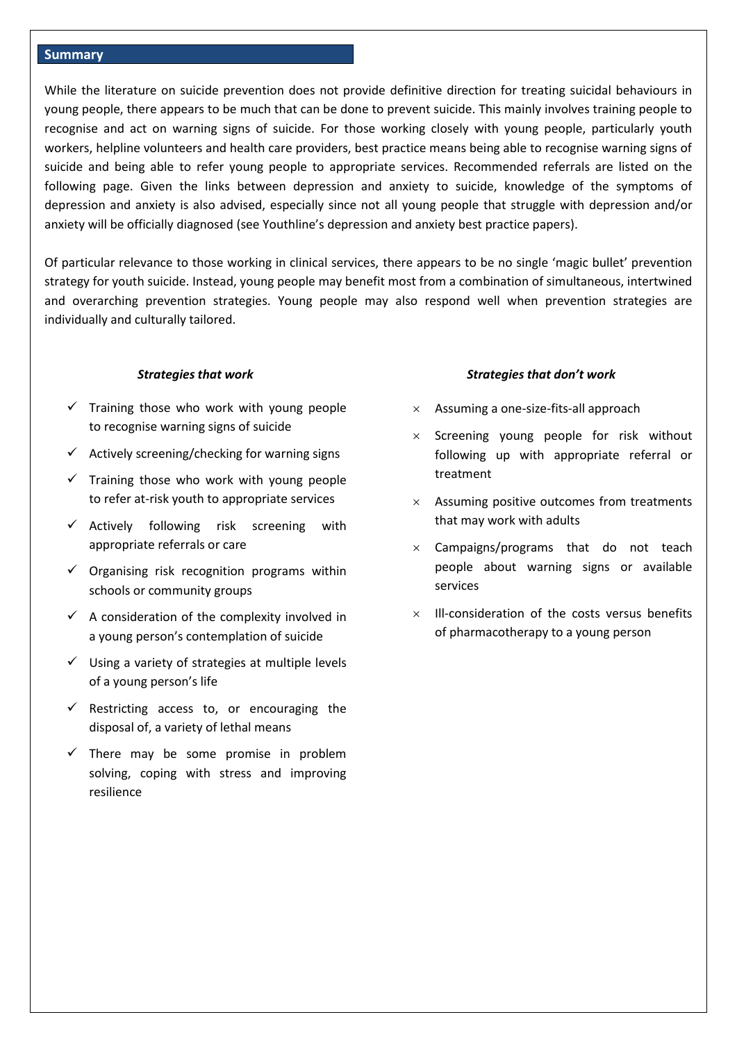## Summary

While the literature on suicide prevention does not provide definitive direction for treating suicidal behaviours in young people, there appears to be much that can be done to prevent suicide. This mainly involves training people to recognise and act on warning signs of suicide. For those working closely with young people, particularly youth workers, helpline volunteers and health care providers, best practice means being able to recognise warning signs of suicide and being able to refer young people to appropriate services. Recommended referrals are listed on the following page. Given the links between depression and anxiety to suicide, knowledge of the symptoms of depression and anxiety is also advised, especially since not all young people that struggle with depression and/or anxiety will be officially diagnosed (see Youthline's depression and anxiety best practice papers).

Of particular relevance to those working in clinical services, there appears to be no single 'magic bullet' prevention strategy for youth suicide. Instead, young people may benefit most from a combination of simultaneous, intertwined and overarching prevention strategies. Young people may also respond well when prevention strategies are individually and culturally tailored.

***Strategies that work***

- ✓ Training those who work with young people to recognise warning signs of suicide
- ✓ Actively screening/checking for warning signs
- ✓ Training those who work with young people to refer at-risk youth to appropriate services
- ✓ Actively following risk screening with appropriate referrals or care
- ✓ Organising risk recognition programs within schools or community groups
- ✓ A consideration of the complexity involved in a young person's contemplation of suicide
- ✓ Using a variety of strategies at multiple levels of a young person's life
- ✓ Restricting access to, or encouraging the disposal of, a variety of lethal means
- ✓ There may be some promise in problem solving, coping with stress and improving resilience

***Strategies that don't work***

- × Assuming a one-size-fits-all approach
- × Screening young people for risk without following up with appropriate referral or treatment
- × Assuming positive outcomes from treatments that may work with adults
- × Campaigns/programs that do not teach people about warning signs or available services
- × Ill-consideration of the costs versus benefits of pharmacotherapy to a young person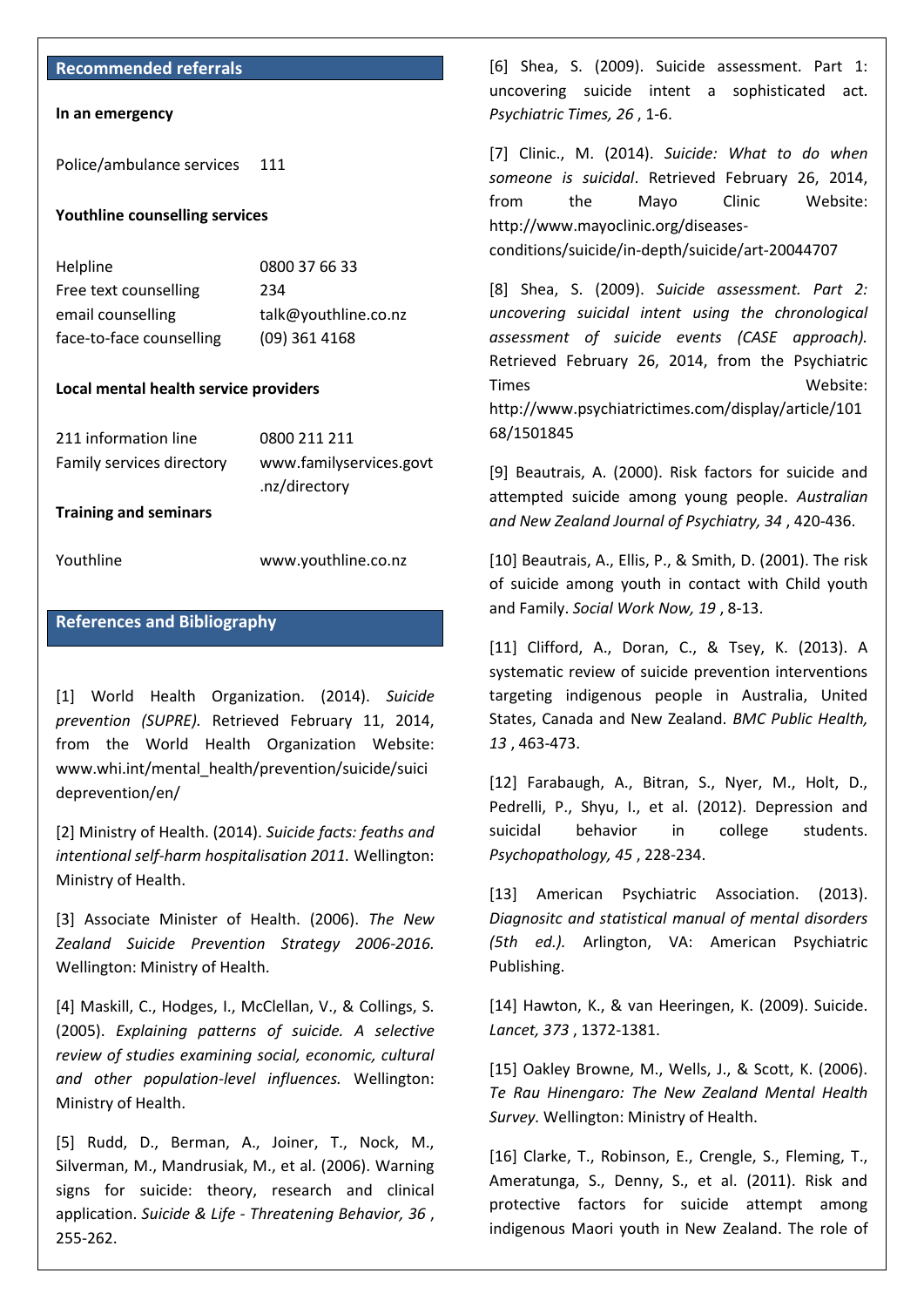## Recommended referrals

**In an emergency**

| | |
|---|---|
| Police/ambulance services | 111 |

**Youthline counselling services**

| | |
|---|---|
| Helpline | 0800 37 66 33 |
| Free text counselling | 234 |
| email counselling | talk@youthline.co.nz |
| face-to-face counselling | (09) 361 4168 |

**Local mental health service providers**

| | |
|---|---|
| 211 information line | 0800 211 211 |
| Family services directory | www.familyservices.govt.nz/directory |

**Training and seminars**

| | |
|---|---|
| Youthline | www.youthline.co.nz |

## References and Bibliography

[1] World Health Organization. (2014). *Suicide prevention (SUPRE).* Retrieved February 11, 2014, from the World Health Organization Website: www.whi.int/mental_health/prevention/suicide/suicideprevention/en/

[2] Ministry of Health. (2014). *Suicide facts: feaths and intentional self-harm hospitalisation 2011.* Wellington: Ministry of Health.

[3] Associate Minister of Health. (2006). *The New Zealand Suicide Prevention Strategy 2006-2016.* Wellington: Ministry of Health.

[4] Maskill, C., Hodges, I., McClellan, V., & Collings, S. (2005). *Explaining patterns of suicide. A selective review of studies examining social, economic, cultural and other population-level influences.* Wellington: Ministry of Health.

[5] Rudd, D., Berman, A., Joiner, T., Nock, M., Silverman, M., Mandrusiak, M., et al. (2006). Warning signs for suicide: theory, research and clinical application. *Suicide & Life - Threatening Behavior, 36* , 255-262.

[6] Shea, S. (2009). Suicide assessment. Part 1: uncovering suicide intent a sophisticated act. *Psychiatric Times, 26* , 1-6.

[7] Clinic., M. (2014). *Suicide: What to do when someone is suicidal*. Retrieved February 26, 2014, from the Mayo Clinic Website: http://www.mayoclinic.org/diseases-conditions/suicide/in-depth/suicide/art-20044707

[8] Shea, S. (2009). *Suicide assessment. Part 2: uncovering suicidal intent using the chronological assessment of suicide events (CASE approach).* Retrieved February 26, 2014, from the Psychiatric Times Website: http://www.psychiatrictimes.com/display/article/10168/1501845

[9] Beautrais, A. (2000). Risk factors for suicide and attempted suicide among young people. *Australian and New Zealand Journal of Psychiatry, 34* , 420-436.

[10] Beautrais, A., Ellis, P., & Smith, D. (2001). The risk of suicide among youth in contact with Child youth and Family. *Social Work Now, 19* , 8-13.

[11] Clifford, A., Doran, C., & Tsey, K. (2013). A systematic review of suicide prevention interventions targeting indigenous people in Australia, United States, Canada and New Zealand. *BMC Public Health, 13* , 463-473.

[12] Farabaugh, A., Bitran, S., Nyer, M., Holt, D., Pedrelli, P., Shyu, I., et al. (2012). Depression and suicidal behavior in college students. *Psychopathology, 45* , 228-234.

[13] American Psychiatric Association. (2013). *Diagnositc and statistical manual of mental disorders (5th ed.).* Arlington, VA: American Psychiatric Publishing.

[14] Hawton, K., & van Heeringen, K. (2009). Suicide. *Lancet, 373* , 1372-1381.

[15] Oakley Browne, M., Wells, J., & Scott, K. (2006). *Te Rau Hinengaro: The New Zealand Mental Health Survey.* Wellington: Ministry of Health.

[16] Clarke, T., Robinson, E., Crengle, S., Fleming, T., Ameratunga, S., Denny, S., et al. (2011). Risk and protective factors for suicide attempt among indigenous Maori youth in New Zealand. The role of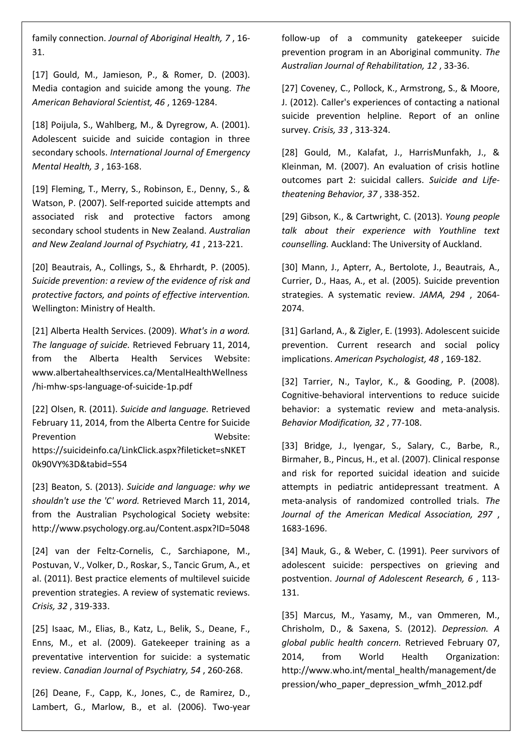family connection. *Journal of Aboriginal Health, 7* , 16-31.

[17] Gould, M., Jamieson, P., & Romer, D. (2003). Media contagion and suicide among the young. *The American Behavioral Scientist, 46* , 1269-1284.

[18] Poijula, S., Wahlberg, M., & Dyregrow, A. (2001). Adolescent suicide and suicide contagion in three secondary schools. *International Journal of Emergency Mental Health, 3* , 163-168.

[19] Fleming, T., Merry, S., Robinson, E., Denny, S., & Watson, P. (2007). Self-reported suicide attempts and associated risk and protective factors among secondary school students in New Zealand. *Australian and New Zealand Journal of Psychiatry, 41* , 213-221.

[20] Beautrais, A., Collings, S., & Ehrhardt, P. (2005). *Suicide prevention: a review of the evidence of risk and protective factors, and points of effective intervention.* Wellington: Ministry of Health.

[21] Alberta Health Services. (2009). *What's in a word. The language of suicide.* Retrieved February 11, 2014, from the Alberta Health Services Website: www.albertahealthservices.ca/MentalHealthWellness/hi-mhw-sps-language-of-suicide-1p.pdf

[22] Olsen, R. (2011). *Suicide and language.* Retrieved February 11, 2014, from the Alberta Centre for Suicide Prevention Website: https://suicideinfo.ca/LinkClick.aspx?fileticket=sNKET0k90VY%3D&tabid=554

[23] Beaton, S. (2013). *Suicide and language: why we shouldn't use the 'C' word.* Retrieved March 11, 2014, from the Australian Psychological Society website: http://www.psychology.org.au/Content.aspx?ID=5048

[24] van der Feltz-Cornelis, C., Sarchiapone, M., Postuvan, V., Volker, D., Roskar, S., Tancic Grum, A., et al. (2011). Best practice elements of multilevel suicide prevention strategies. A review of systematic reviews. *Crisis, 32* , 319-333.

[25] Isaac, M., Elias, B., Katz, L., Belik, S., Deane, F., Enns, M., et al. (2009). Gatekeeper training as a preventative intervention for suicide: a systematic review. *Canadian Journal of Psychiatry, 54* , 260-268.

[26] Deane, F., Capp, K., Jones, C., de Ramirez, D., Lambert, G., Marlow, B., et al. (2006). Two-year follow-up of a community gatekeeper suicide prevention program in an Aboriginal community. *The Australian Journal of Rehabilitation, 12* , 33-36.

[27] Coveney, C., Pollock, K., Armstrong, S., & Moore, J. (2012). Caller's experiences of contacting a national suicide prevention helpline. Report of an online survey. *Crisis, 33* , 313-324.

[28] Gould, M., Kalafat, J., HarrisMunfakh, J., & Kleinman, M. (2007). An evaluation of crisis hotline outcomes part 2: suicidal callers. *Suicide and Life-theatening Behavior, 37* , 338-352.

[29] Gibson, K., & Cartwright, C. (2013). *Young people talk about their experience with Youthline text counselling.* Auckland: The University of Auckland.

[30] Mann, J., Apterr, A., Bertolote, J., Beautrais, A., Currier, D., Haas, A., et al. (2005). Suicide prevention strategies. A systematic review. *JAMA, 294* , 2064-2074.

[31] Garland, A., & Zigler, E. (1993). Adolescent suicide prevention. Current research and social policy implications. *American Psychologist, 48* , 169-182.

[32] Tarrier, N., Taylor, K., & Gooding, P. (2008). Cognitive-behavioral interventions to reduce suicide behavior: a systematic review and meta-analysis. *Behavior Modification, 32* , 77-108.

[33] Bridge, J., Iyengar, S., Salary, C., Barbe, R., Birmaher, B., Pincus, H., et al. (2007). Clinical response and risk for reported suicidal ideation and suicide attempts in pediatric antidepressant treatment. A meta-analysis of randomized controlled trials. *The Journal of the American Medical Association, 297* , 1683-1696.

[34] Mauk, G., & Weber, C. (1991). Peer survivors of adolescent suicide: perspectives on grieving and postvention. *Journal of Adolescent Research, 6* , 113-131.

[35] Marcus, M., Yasamy, M., van Ommeren, M., Chrisholm, D., & Saxena, S. (2012). *Depression. A global public health concern.* Retrieved February 07, 2014, from World Health Organization: http://www.who.int/mental_health/management/depression/who_paper_depression_wfmh_2012.pdf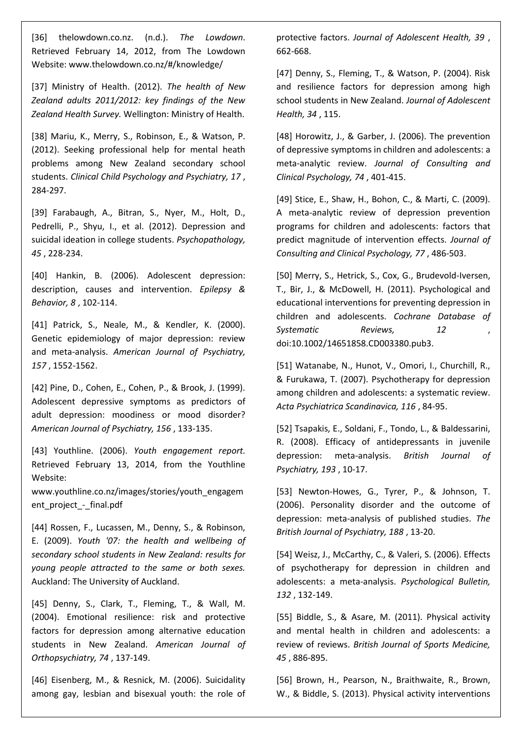[36] thelowdown.co.nz. (n.d.). *The Lowdown*. Retrieved February 14, 2012, from The Lowdown Website: www.thelowdown.co.nz/#/knowledge/

[37] Ministry of Health. (2012). *The health of New Zealand adults 2011/2012: key findings of the New Zealand Health Survey.* Wellington: Ministry of Health.

[38] Mariu, K., Merry, S., Robinson, E., & Watson, P. (2012). Seeking professional help for mental heath problems among New Zealand secondary school students. *Clinical Child Psychology and Psychiatry, 17* , 284-297.

[39] Farabaugh, A., Bitran, S., Nyer, M., Holt, D., Pedrelli, P., Shyu, I., et al. (2012). Depression and suicidal ideation in college students. *Psychopathology, 45* , 228-234.

[40] Hankin, B. (2006). Adolescent depression: description, causes and intervention. *Epilepsy & Behavior, 8* , 102-114.

[41] Patrick, S., Neale, M., & Kendler, K. (2000). Genetic epidemiology of major depression: review and meta-analysis. *American Journal of Psychiatry, 157* , 1552-1562.

[42] Pine, D., Cohen, E., Cohen, P., & Brook, J. (1999). Adolescent depressive symptoms as predictors of adult depression: moodiness or mood disorder? *American Journal of Psychiatry, 156* , 133-135.

[43] Youthline. (2006). *Youth engagement report.* Retrieved February 13, 2014, from the Youthline Website: www.youthline.co.nz/images/stories/youth_engagement_project_-_final.pdf

[44] Rossen, F., Lucassen, M., Denny, S., & Robinson, E. (2009). *Youth '07: the health and wellbeing of secondary school students in New Zealand: results for young people attracted to the same or both sexes.* Auckland: The University of Auckland.

[45] Denny, S., Clark, T., Fleming, T., & Wall, M. (2004). Emotional resilience: risk and protective factors for depression among alternative education students in New Zealand. *American Journal of Orthopsychiatry, 74* , 137-149.

[46] Eisenberg, M., & Resnick, M. (2006). Suicidality among gay, lesbian and bisexual youth: the role of protective factors. *Journal of Adolescent Health, 39* , 662-668.

[47] Denny, S., Fleming, T., & Watson, P. (2004). Risk and resilience factors for depression among high school students in New Zealand. *Journal of Adolescent Health, 34* , 115.

[48] Horowitz, J., & Garber, J. (2006). The prevention of depressive symptoms in children and adolescents: a meta-analytic review. *Journal of Consulting and Clinical Psychology, 74* , 401-415.

[49] Stice, E., Shaw, H., Bohon, C., & Marti, C. (2009). A meta-analytic review of depression prevention programs for children and adolescents: factors that predict magnitude of intervention effects. *Journal of Consulting and Clinical Psychology, 77* , 486-503.

[50] Merry, S., Hetrick, S., Cox, G., Brudevold-Iversen, T., Bir, J., & McDowell, H. (2011). Psychological and educational interventions for preventing depression in children and adolescents. *Cochrane Database of Systematic Reviews, 12* , doi:10.1002/14651858.CD003380.pub3.

[51] Watanabe, N., Hunot, V., Omori, I., Churchill, R., & Furukawa, T. (2007). Psychotherapy for depression among children and adolescents: a systematic review. *Acta Psychiatrica Scandinavica, 116* , 84-95.

[52] Tsapakis, E., Soldani, F., Tondo, L., & Baldessarini, R. (2008). Efficacy of antidepressants in juvenile depression: meta-analysis. *British Journal of Psychiatry, 193* , 10-17.

[53] Newton-Howes, G., Tyrer, P., & Johnson, T. (2006). Personality disorder and the outcome of depression: meta-analysis of published studies. *The British Journal of Psychiatry, 188* , 13-20.

[54] Weisz, J., McCarthy, C., & Valeri, S. (2006). Effects of psychotherapy for depression in children and adolescents: a meta-analysis. *Psychological Bulletin, 132* , 132-149.

[55] Biddle, S., & Asare, M. (2011). Physical activity and mental health in children and adolescents: a review of reviews. *British Journal of Sports Medicine, 45* , 886-895.

[56] Brown, H., Pearson, N., Braithwaite, R., Brown, W., & Biddle, S. (2013). Physical activity interventions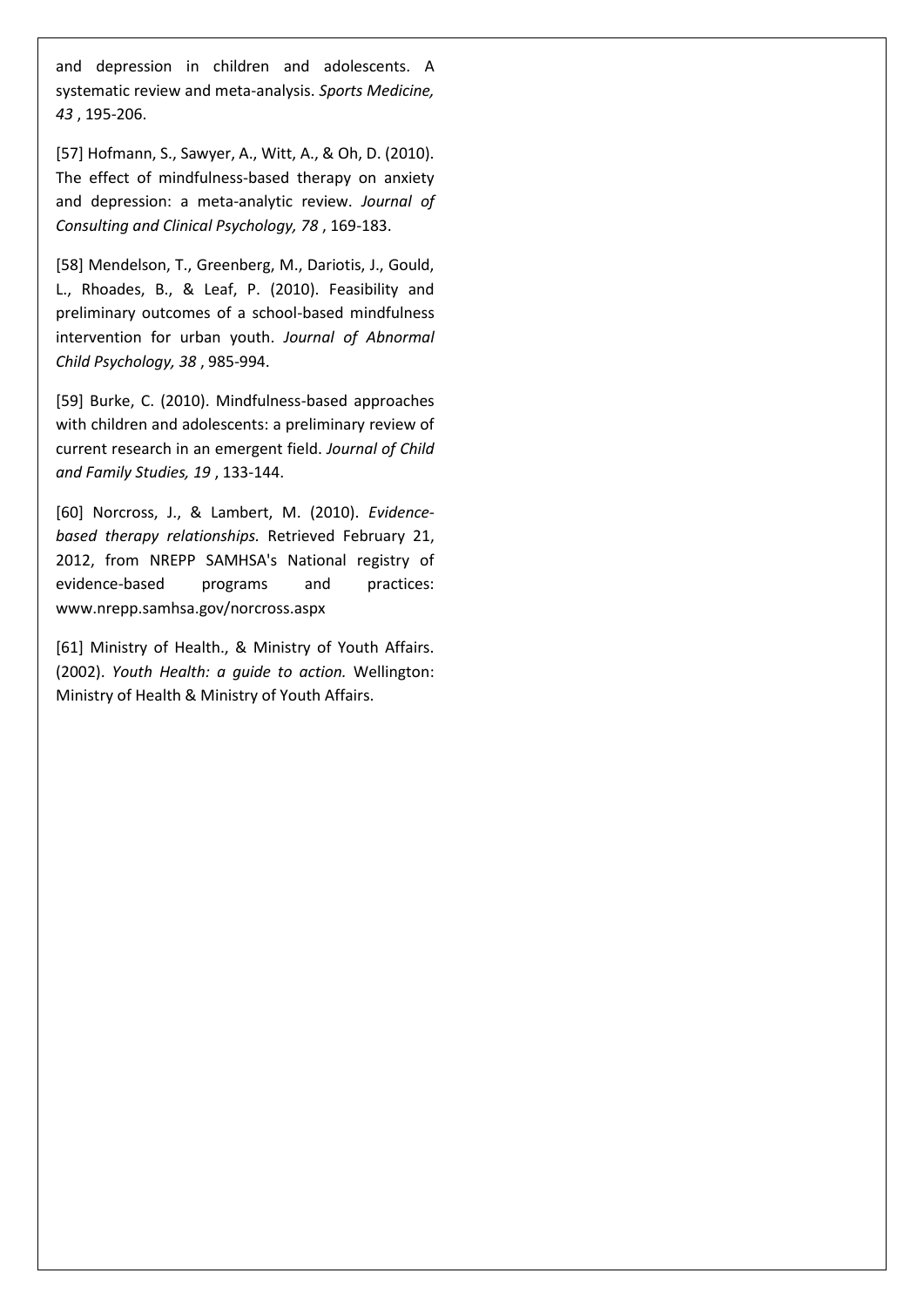and depression in children and adolescents. A systematic review and meta-analysis. *Sports Medicine, 43* , 195-206.

[57] Hofmann, S., Sawyer, A., Witt, A., & Oh, D. (2010). The effect of mindfulness-based therapy on anxiety and depression: a meta-analytic review. *Journal of Consulting and Clinical Psychology, 78* , 169-183.

[58] Mendelson, T., Greenberg, M., Dariotis, J., Gould, L., Rhoades, B., & Leaf, P. (2010). Feasibility and preliminary outcomes of a school-based mindfulness intervention for urban youth. *Journal of Abnormal Child Psychology, 38* , 985-994.

[59] Burke, C. (2010). Mindfulness-based approaches with children and adolescents: a preliminary review of current research in an emergent field. *Journal of Child and Family Studies, 19* , 133-144.

[60] Norcross, J., & Lambert, M. (2010). *Evidence-based therapy relationships.* Retrieved February 21, 2012, from NREPP SAMHSA's National registry of evidence-based programs and practices: www.nrepp.samhsa.gov/norcross.aspx

[61] Ministry of Health., & Ministry of Youth Affairs. (2002). *Youth Health: a guide to action.* Wellington: Ministry of Health & Ministry of Youth Affairs.